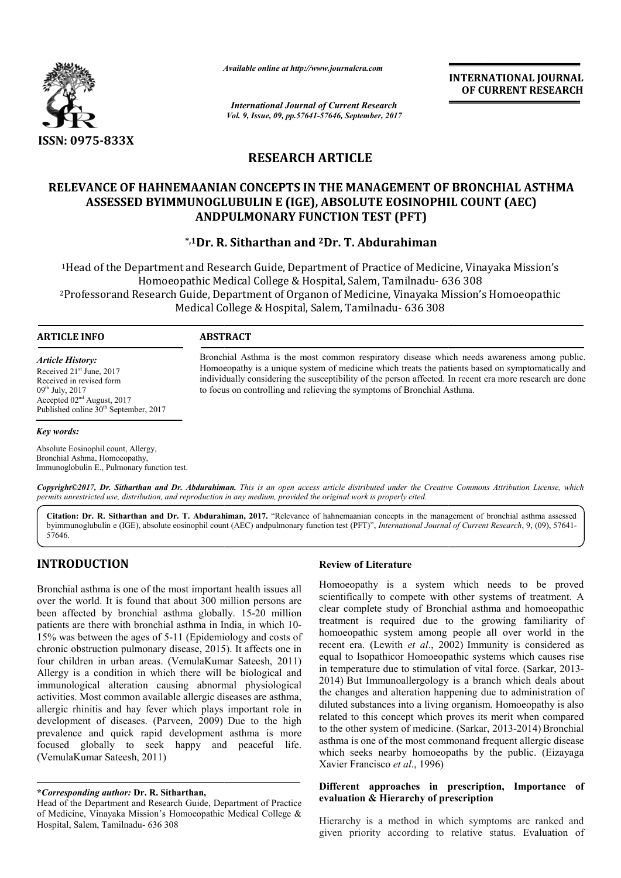ISSN: 0975-833X

*Available online at http://www.journalcra.com*

*International Journal of Current Research*
*Vol. 9, Issue, 09, pp.57641-57646, September, 2017*

**INTERNATIONAL JOURNAL OF CURRENT RESEARCH**

## RESEARCH ARTICLE

# RELEVANCE OF HAHNEMAANIAN CONCEPTS IN THE MANAGEMENT OF BRONCHIAL ASTHMA ASSESSED BYIMMUNOGLUBULIN E (IGE), ABSOLUTE EOSINOPHIL COUNT (AEC) ANDPULMONARY FUNCTION TEST (PFT)

**\*,[1]Dr. R. Sitharthan and [2]Dr. T. Abdurahiman**

[1]Head of the Department and Research Guide, Department of Practice of Medicine, Vinayaka Mission's Homoeopathic Medical College & Hospital, Salem, Tamilnadu- 636 308

[2]Professorand Research Guide, Department of Organon of Medicine, Vinayaka Mission's Homoeopathic Medical College & Hospital, Salem, Tamilnadu- 636 308

**ARTICLE INFO**

*Article History:*

Received 21st June, 2017
Received in revised form 09th July, 2017
Accepted 02nd August, 2017
Published online 30th September, 2017

*Key words:*

Absolute Eosinophil count, Allergy, Bronchial Ashma, Homoeopathy, Immunoglobulin E., Pulmonary function test.

**ABSTRACT**

Bronchial Asthma is the most common respiratory disease which needs awareness among public. Homoeopathy is a unique system of medicine which treats the patients based on symptomatically and individually considering the susceptibility of the person affected. In recent era more research are done to focus on controlling and relieving the symptoms of Bronchial Asthma.

***Copyright©2017, Dr. Sitharthan and Dr. Abdurahiman.*** *This is an open access article distributed under the Creative Commons Attribution License, which permits unrestricted use, distribution, and reproduction in any medium, provided the original work is properly cited.*

**Citation: Dr. R. Sitharthan and Dr. T. Abdurahiman, 2017.** "Relevance of hahnemaanian concepts in the management of bronchial asthma assessed byimmunoglubulin e (IGE), absolute eosinophil count (AEC) andpulmonary function test (PFT)", *International Journal of Current Research*, 9, (09), 57641-57646.

## INTRODUCTION

Bronchial asthma is one of the most important health issues all over the world. It is found that about 300 million persons are been affected by bronchial asthma globally. 15-20 million patients are there with bronchial asthma in India, in which 10-15% was between the ages of 5-11 (Epidemiology and costs of chronic obstruction pulmonary disease, 2015). It affects one in four children in urban areas. (VemulaKumar Sateesh, 2011) Allergy is a condition in which there will be biological and immunological alteration causing abnormal physiological activities. Most common available allergic diseases are asthma, allergic rhinitis and hay fever which plays important role in development of diseases. (Parveen, 2009) Due to the high prevalence and quick rapid development asthma is more focused globally to seek happy and peaceful life. (VemulaKumar Sateesh, 2011)

**\*Corresponding author: Dr. R. Sitharthan,**
Head of the Department and Research Guide, Department of Practice of Medicine, Vinayaka Mission's Homoeopathic Medical College & Hospital, Salem, Tamilnadu- 636 308

### Review of Literature

Homoeopathy is a system which needs to be proved scientifically to compete with other systems of treatment. A clear complete study of Bronchial asthma and homoeopathic treatment is required due to the growing familiarity of homoeopathic system among people all over world in the recent era. (Lewith *et al*., 2002) Immunity is considered as equal to Isopathicor Homoeopathic systems which causes rise in temperature due to stimulation of vital force. (Sarkar, 2013-2014) But Immunoallergology is a branch which deals about the changes and alteration happening due to administration of diluted substances into a living organism. Homoeopathy is also related to this concept which proves its merit when compared to the other system of medicine. (Sarkar, 2013-2014) Bronchial asthma is one of the most commonand frequent allergic disease which seeks nearby homoeopaths by the public. (Eizayaga Xavier Francisco *et al*., 1996)

### Different approaches in prescription, Importance of evaluation & Hierarchy of prescription

Hierarchy is a method in which symptoms are ranked and given priority according to relative status. Evaluation of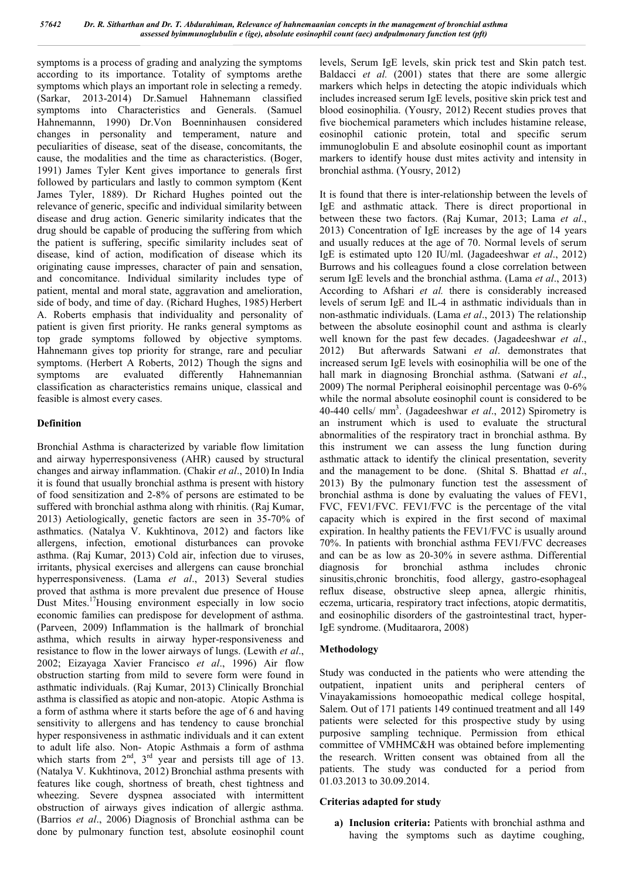symptoms is a process of grading and analyzing the symptoms according to its importance. Totality of symptoms arethe symptoms which plays an important role in selecting a remedy. (Sarkar, 2013-2014) Dr.Samuel Hahnemann classified symptoms into Characteristics and Generals. (Samuel Hahnemannn, 1990) Dr.Von Boenninhausen considered changes in personality and temperament, nature and peculiarities of disease, seat of the disease, concomitants, the cause, the modalities and the time as characteristics. (Boger, 1991) James Tyler Kent gives importance to generals first followed by particulars and lastly to common symptom (Kent James Tyler, 1889). Dr Richard Hughes pointed out the relevance of generic, specific and individual similarity between disease and drug action. Generic similarity indicates that the drug should be capable of producing the suffering from which the patient is suffering, specific similarity includes seat of disease, kind of action, modification of disease which its originating cause impresses, character of pain and sensation, and concomitance. Individual similarity includes type of patient, mental and moral state, aggravation and amelioration, side of body, and time of day. (Richard Hughes, 1985) Herbert A. Roberts emphasis that individuality and personality of patient is given first priority. He ranks general symptoms as top grade symptoms followed by objective symptoms. Hahnemann gives top priority for strange, rare and peculiar symptoms. (Herbert A Roberts, 2012) Though the signs and symptoms are evaluated differently Hahnemannian classification as characteristics remains unique, classical and feasible is almost every cases.

## Definition

Bronchial Asthma is characterized by variable flow limitation and airway hyperresponsiveness (AHR) caused by structural changes and airway inflammation. (Chakir *et al*., 2010) In India it is found that usually bronchial asthma is present with history of food sensitization and 2-8% of persons are estimated to be suffered with bronchial asthma along with rhinitis. (Raj Kumar, 2013) Aetiologically, genetic factors are seen in 35-70% of asthmatics. (Natalya V. Kukhtinova, 2012) and factors like allergens, infection, emotional disturbances can provoke asthma. (Raj Kumar, 2013) Cold air, infection due to viruses, irritants, physical exercises and allergens can cause bronchial hyperresponsiveness. (Lama *et al*., 2013) Several studies proved that asthma is more prevalent due presence of House Dust Mites.[17]Housing environment especially in low socio economic families can predispose for development of asthma. (Parveen, 2009) Inflammation is the hallmark of bronchial asthma, which results in airway hyper-responsiveness and resistance to flow in the lower airways of lungs. (Lewith *et al*., 2002; Eizayaga Xavier Francisco *et al*., 1996) Air flow obstruction starting from mild to severe form were found in asthmatic individuals. (Raj Kumar, 2013) Clinically Bronchial asthma is classified as atopic and non-atopic. Atopic Asthma is a form of asthma where it starts before the age of 6 and having sensitivity to allergens and has tendency to cause bronchial hyper responsiveness in asthmatic individuals and it can extent to adult life also. Non- Atopic Asthmais a form of asthma which starts from 2[nd], 3[rd] year and persists till age of 13. (Natalya V. Kukhtinova, 2012) Bronchial asthma presents with features like cough, shortness of breath, chest tightness and wheezing. Severe dyspnea associated with intermittent obstruction of airways gives indication of allergic asthma. (Barrios *et al*., 2006) Diagnosis of Bronchial asthma can be done by pulmonary function test, absolute eosinophil count levels, Serum IgE levels, skin prick test and Skin patch test. Baldacci *et al.* (2001) states that there are some allergic markers which helps in detecting the atopic individuals which includes increased serum IgE levels, positive skin prick test and blood eosinophilia. (Yousry, 2012) Recent studies proves that five biochemical parameters which includes histamine release, eosinophil cationic protein, total and specific serum immunoglobulin E and absolute eosinophil count as important markers to identify house dust mites activity and intensity in bronchial asthma. (Yousry, 2012)

It is found that there is inter-relationship between the levels of IgE and asthmatic attack. There is direct proportional in between these two factors. (Raj Kumar, 2013; Lama *et al*., 2013) Concentration of IgE increases by the age of 14 years and usually reduces at the age of 70. Normal levels of serum IgE is estimated upto 120 IU/ml. (Jagadeeshwar *et al*., 2012) Burrows and his colleagues found a close correlation between serum IgE levels and the bronchial asthma. (Lama *et al*., 2013) According to Afshari *et al.* there is considerably increased levels of serum IgE and IL-4 in asthmatic individuals than in non-asthmatic individuals. (Lama *et al*., 2013) The relationship between the absolute eosinophil count and asthma is clearly well known for the past few decades. (Jagadeeshwar *et al*., 2012) But afterwards Satwani *et al*. demonstrates that increased serum IgE levels with eosinophilia will be one of the hall mark in diagnosing Bronchial asthma. (Satwani *et al*., 2009) The normal Peripheral eoisinophil percentage was 0-6% while the normal absolute eosinophil count is considered to be 40-440 cells/ $mm^3$. (Jagadeeshwar *et al*., 2012) Spirometry is an instrument which is used to evaluate the structural abnormalities of the respiratory tract in bronchial asthma. By this instrument we can assess the lung function during asthmatic attack to identify the clinical presentation, severity and the management to be done. (Shital S. Bhattad *et al*., 2013) By the pulmonary function test the assessment of bronchial asthma is done by evaluating the values of FEV1, FVC, FEV1/FVC. FEV1/FVC is the percentage of the vital capacity which is expired in the first second of maximal expiration. In healthy patients the FEV1/FVC is usually around 70%. In patients with bronchial asthma FEV1/FVC decreases and can be as low as 20-30% in severe asthma. Differential diagnosis for bronchial asthma includes chronic sinusitis,chronic bronchitis, food allergy, gastro-esophageal reflux disease, obstructive sleep apnea, allergic rhinitis, eczema, urticaria, respiratory tract infections, atopic dermatitis, and eosinophilic disorders of the gastrointestinal tract, hyper-IgE syndrome. (Muditaarora, 2008)

## Methodology

Study was conducted in the patients who were attending the outpatient, inpatient units and peripheral centers of Vinayakamissions homoeopathic medical college hospital, Salem. Out of 171 patients 149 continued treatment and all 149 patients were selected for this prospective study by using purposive sampling technique. Permission from ethical committee of VMHMC&H was obtained before implementing the research. Written consent was obtained from all the patients. The study was conducted for a period from 01.03.2013 to 30.09.2014.

### Criterias adapted for study

a) **Inclusion criteria:** Patients with bronchial asthma and having the symptoms such as daytime coughing,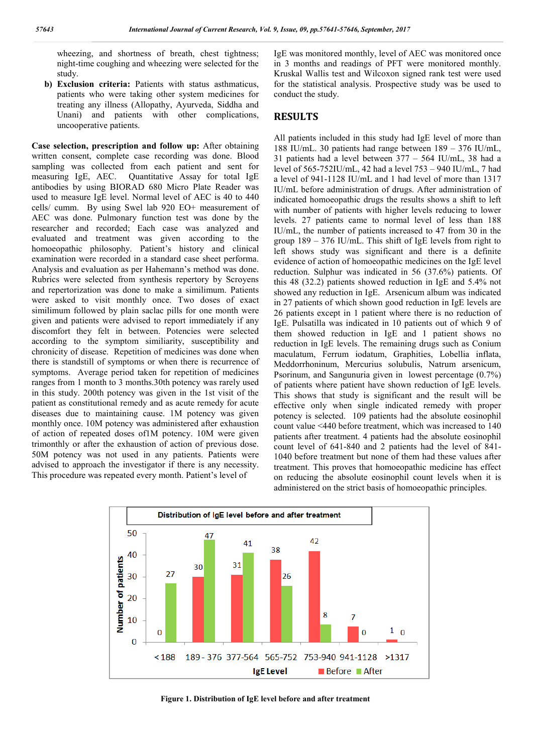wheezing, and shortness of breath, chest tightness; night-time coughing and wheezing were selected for the study.

b) **Exclusion criteria:** Patients with status asthmaticus, patients who were taking other system medicines for treating any illness (Allopathy, Ayurveda, Siddha and Unani) and patients with other complications, uncooperative patients.

**Case selection, prescription and follow up:** After obtaining written consent, complete case recording was done. Blood sampling was collected from each patient and sent for measuring IgE, AEC. Quantitative Assay for total IgE antibodies by using BIORAD 680 Micro Plate Reader was used to measure IgE level. Normal level of AEC is 40 to 440 cells/ cumm. By using Swel lab 920 EO+ measurement of AEC was done. Pulmonary function test was done by the researcher and recorded; Each case was analyzed and evaluated and treatment was given according to the homoeopathic philosophy. Patient's history and clinical examination were recorded in a standard case sheet performa. Analysis and evaluation as per Hahemann's method was done. Rubrics were selected from synthesis repertory by Scroyens and repertorization was done to make a similimum. Patients were asked to visit monthly once. Two doses of exact similimum followed by plain saclac pills for one month were given and patients were advised to report immediately if any discomfort they felt in between. Potencies were selected according to the symptom similiarity, susceptibility and chronicity of disease. Repetition of medicines was done when there is standstill of symptoms or when there is recurrence of symptoms. Average period taken for repetition of medicines ranges from 1 month to 3 months.30th potency was rarely used in this study. 200th potency was given in the 1st visit of the patient as constitutional remedy and as acute remedy for acute diseases due to maintaining cause. 1M potency was given monthly once. 10M potency was administered after exhaustion of action of repeated doses of1M potency. 10M were given trimonthly or after the exhaustion of action of previous dose. 50M potency was not used in any patients. Patients were advised to approach the investigator if there is any necessity. This procedure was repeated every month. Patient's level of IgE was monitored monthly, level of AEC was monitored once in 3 months and readings of PFT were monitored monthly. Kruskal Wallis test and Wilcoxon signed rank test were used for the statistical analysis. Prospective study was be used to conduct the study.

## RESULTS

All patients included in this study had IgE level of more than 188 IU/mL. 30 patients had range between 189 – 376 IU/mL, 31 patients had a level between 377 – 564 IU/mL, 38 had a level of 565-752IU/mL, 42 had a level 753 – 940 IU/mL, 7 had a level of 941-1128 IU/mL and 1 had level of more than 1317 IU/mL before administration of drugs. After administration of indicated homoeopathic drugs the results shows a shift to left with number of patients with higher levels reducing to lower levels. 27 patients came to normal level of less than 188 IU/mL, the number of patients increased to 47 from 30 in the group 189 – 376 IU/mL. This shift of IgE levels from right to left shows study was significant and there is a definite evidence of action of homoeopathic medicines on the IgE level reduction. Sulphur was indicated in 56 (37.6%) patients. Of this 48 (32.2) patients showed reduction in IgE and 5.4% not showed any reduction in IgE. Arsenicum album was indicated in 27 patients of which shown good reduction in IgE levels are 26 patients except in 1 patient where there is no reduction of IgE. Pulsatilla was indicated in 10 patients out of which 9 of them showed reduction in IgE and 1 patient shows no reduction in IgE levels. The remaining drugs such as Conium maculatum, Ferrum iodatum, Graphities, Lobellia inflata, Meddorrhoninum, Mercurius solubulis, Natrum arsenicum, Psorinum, and Sangunuria given in lowest percentage (0.7%) of patients where patient have shown reduction of IgE levels. This shows that study is significant and the result will be effective only when single indicated remedy with proper potency is selected. 109 patients had the absolute eosinophil count value <440 before treatment, which was increased to 140 patients after treatment. 4 patients had the absolute eosinophil count level of 641-840 and 2 patients had the level of 841-1040 before treatment but none of them had these values after treatment. This proves that homoeopathic medicine has effect on reducing the absolute eosinophil count levels when it is administered on the strict basis of homoeopathic principles.

**Figure 1. Distribution of IgE level before and after treatment**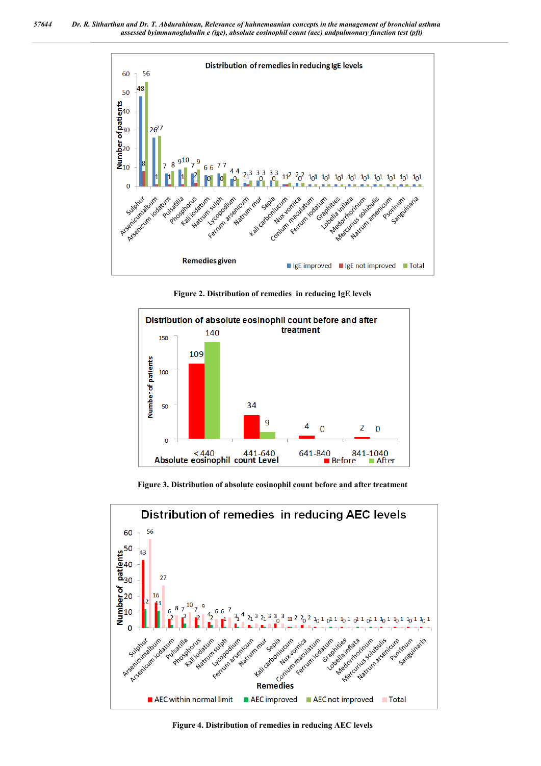Figure 2. Distribution of remedies in reducing IgE levels

Figure 3. Distribution of absolute eosinophil count before and after treatment

Figure 4. Distribution of remedies in reducing AEC levels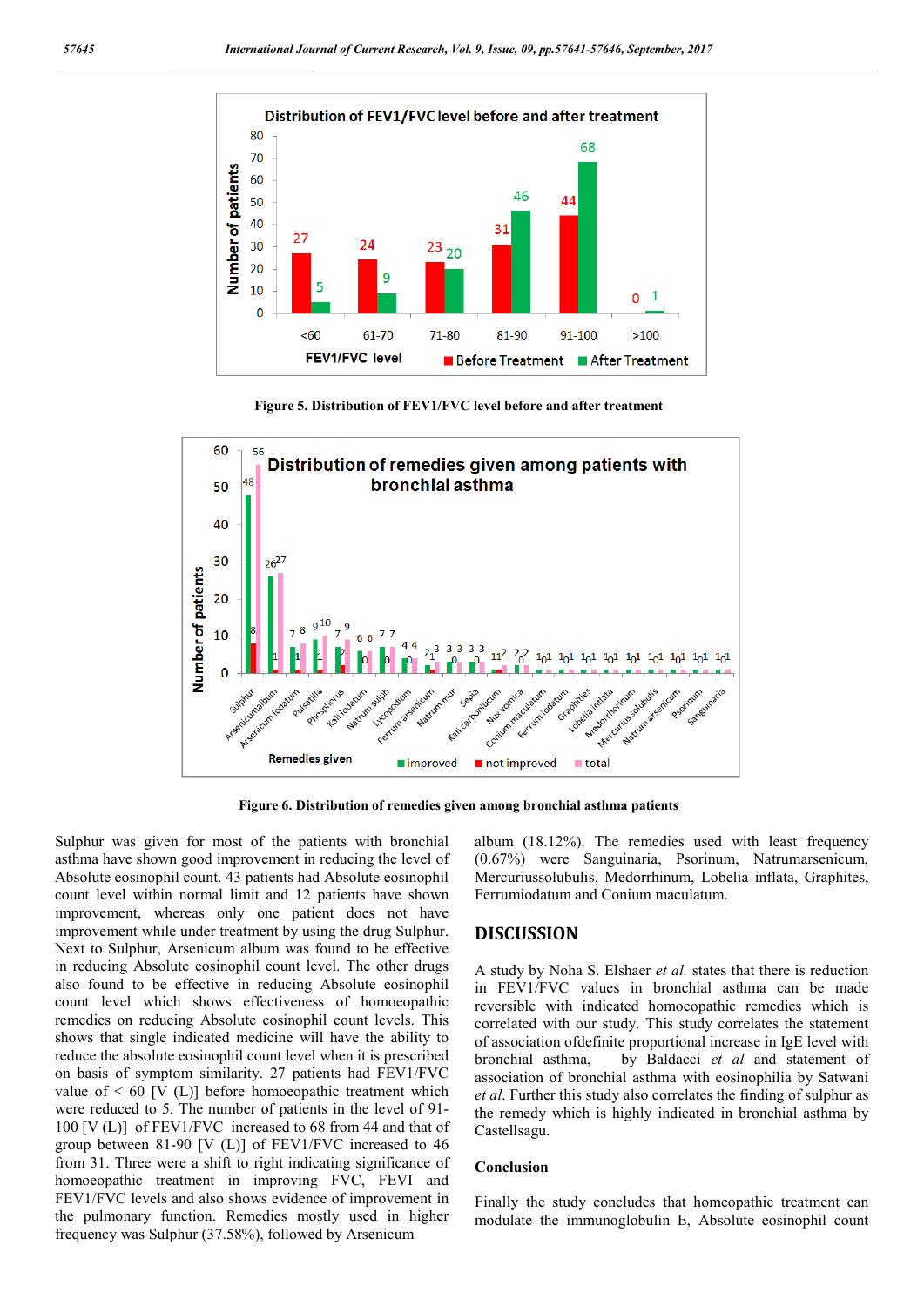Figure 5. Distribution of FEV1/FVC level before and after treatment

Figure 6. Distribution of remedies given among bronchial asthma patients

Sulphur was given for most of the patients with bronchial asthma have shown good improvement in reducing the level of Absolute eosinophil count. 43 patients had Absolute eosinophil count level within normal limit and 12 patients have shown improvement, whereas only one patient does not have improvement while under treatment by using the drug Sulphur. Next to Sulphur, Arsenicum album was found to be effective in reducing Absolute eosinophil count level. The other drugs also found to be effective in reducing Absolute eosinophil count level which shows effectiveness of homoeopathic remedies on reducing Absolute eosinophil count levels. This shows that single indicated medicine will have the ability to reduce the absolute eosinophil count level when it is prescribed on basis of symptom similarity. 27 patients had FEV1/FVC value of < 60 [V (L)] before homoeopathic treatment which were reduced to 5. The number of patients in the level of 91-100 [V (L)] of FEV1/FVC increased to 68 from 44 and that of group between 81-90 [V (L)] of FEV1/FVC increased to 46 from 31. Three were a shift to right indicating significance of homoeopathic treatment in improving FVC, FEVI and FEV1/FVC levels and also shows evidence of improvement in the pulmonary function. Remedies mostly used in higher frequency was Sulphur (37.58%), followed by Arsenicum album (18.12%). The remedies used with least frequency (0.67%) were Sanguinaria, Psorinum, Natrumarsenicum, Mercuriussolubulis, Medorrhinum, Lobelia inflata, Graphites, Ferrumiodatum and Conium maculatum.

## DISCUSSION

A study by Noha S. Elshaer *et al.* states that there is reduction in FEV1/FVC values in bronchial asthma can be made reversible with indicated homoeopathic remedies which is correlated with our study. This study correlates the statement of association ofdefinite proportional increase in IgE level with bronchial asthma, by Baldacci *et al* and statement of association of bronchial asthma with eosinophilia by Satwani *et al.* Further this study also correlates the finding of sulphur as the remedy which is highly indicated in bronchial asthma by Castellsagu.

### Conclusion

Finally the study concludes that homeopathic treatment can modulate the immunoglobulin E, Absolute eosinophil count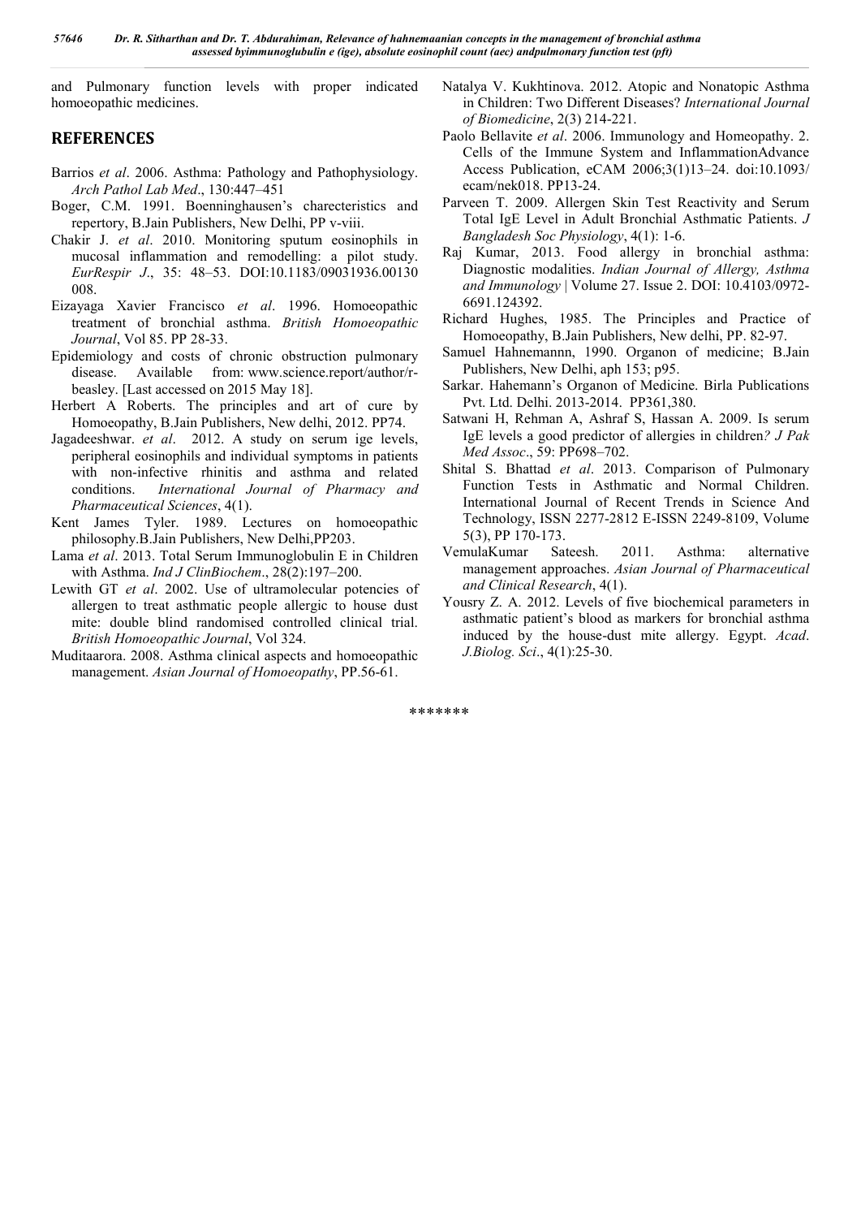and Pulmonary function levels with proper indicated homoeopathic medicines.

## REFERENCES

Barrios *et al*. 2006. Asthma: Pathology and Pathophysiology. *Arch Pathol Lab Med*., 130:447–451

Boger, C.M. 1991. Boenninghausen's charecteristics and repertory, B.Jain Publishers, New Delhi, PP v-viii.

Chakir J. *et al*. 2010. Monitoring sputum eosinophils in mucosal inflammation and remodelling: a pilot study. *EurRespir J*., 35: 48–53. DOI:10.1183/09031936.00130008.

Eizayaga Xavier Francisco *et al*. 1996. Homoeopathic treatment of bronchial asthma. *British Homoeopathic Journal*, Vol 85. PP 28-33.

Epidemiology and costs of chronic obstruction pulmonary disease. Available from: www.science.report/author/r-beasley. [Last accessed on 2015 May 18].

Herbert A Roberts. The principles and art of cure by Homoeopathy, B.Jain Publishers, New delhi, 2012. PP74.

Jagadeeshwar. *et al*. 2012. A study on serum ige levels, peripheral eosinophils and individual symptoms in patients with non-infective rhinitis and asthma and related conditions. *International Journal of Pharmacy and Pharmaceutical Sciences*, 4(1).

Kent James Tyler. 1989. Lectures on homoeopathic philosophy.B.Jain Publishers, New Delhi,PP203.

Lama *et al*. 2013. Total Serum Immunoglobulin E in Children with Asthma. *Ind J ClinBiochem*., 28(2):197–200.

Lewith GT *et al*. 2002. Use of ultramolecular potencies of allergen to treat asthmatic people allergic to house dust mite: double blind randomised controlled clinical trial. *British Homoeopathic Journal*, Vol 324.

Muditaarora. 2008. Asthma clinical aspects and homoeopathic management. *Asian Journal of Homoeopathy*, PP.56-61.

Natalya V. Kukhtinova. 2012. Atopic and Nonatopic Asthma in Children: Two Different Diseases? *International Journal of Biomedicine*, 2(3) 214-221.

Paolo Bellavite *et al*. 2006. Immunology and Homeopathy. 2. Cells of the Immune System and InflammationAdvance Access Publication, eCAM 2006;3(1)13–24. doi:10.1093/ecam/nek018. PP13-24.

Parveen T. 2009. Allergen Skin Test Reactivity and Serum Total IgE Level in Adult Bronchial Asthmatic Patients. *J Bangladesh Soc Physiology*, 4(1): 1-6.

Raj Kumar, 2013. Food allergy in bronchial asthma: Diagnostic modalities. *Indian Journal of Allergy, Asthma and Immunology* | Volume 27. Issue 2. DOI: 10.4103/0972-6691.124392.

Richard Hughes, 1985. The Principles and Practice of Homoeopathy, B.Jain Publishers, New delhi, PP. 82-97.

Samuel Hahnemannn, 1990. Organon of medicine; B.Jain Publishers, New Delhi, aph 153; p95.

Sarkar. Hahemann's Organon of Medicine. Birla Publications Pvt. Ltd. Delhi. 2013-2014. PP361,380.

Satwani H, Rehman A, Ashraf S, Hassan A. 2009. Is serum IgE levels a good predictor of allergies in children*? J Pak Med Assoc*., 59: PP698–702.

Shital S. Bhattad *et al*. 2013. Comparison of Pulmonary Function Tests in Asthmatic and Normal Children. International Journal of Recent Trends in Science And Technology, ISSN 2277-2812 E-ISSN 2249-8109, Volume 5(3), PP 170-173.

VemulaKumar Sateesh. 2011. Asthma: alternative management approaches. *Asian Journal of Pharmaceutical and Clinical Research*, 4(1).

Yousry Z. A. 2012. Levels of five biochemical parameters in asthmatic patient's blood as markers for bronchial asthma induced by the house-dust mite allergy. Egypt. *Acad*. *J.Biolog. Sci*., 4(1):25-30.

*******